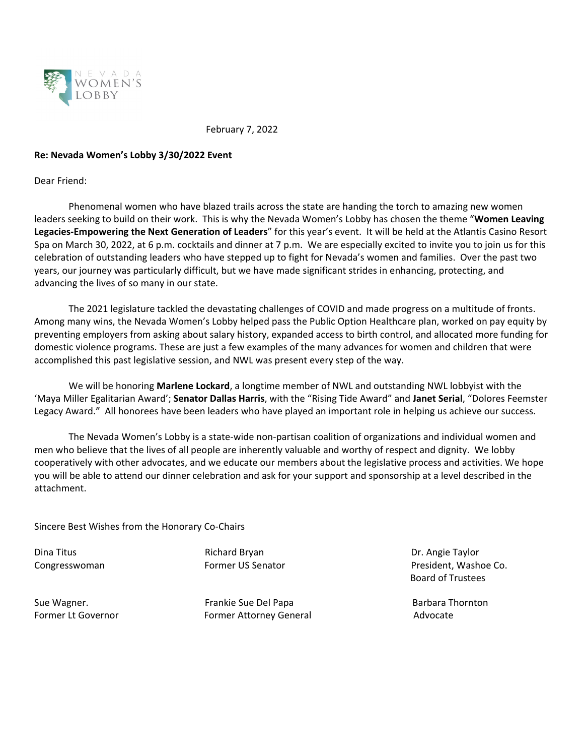NEVADA WOMEN'S LOBBY

February 7, 2022

**Re: Nevada Women's Lobby 3/30/2022 Event**

Dear Friend:

Phenomenal women who have blazed trails across the state are handing the torch to amazing new women leaders seeking to build on their work. This is why the Nevada Women's Lobby has chosen the theme "**Women Leaving Legacies-Empowering the Next Generation of Leaders**" for this year's event. It will be held at the Atlantis Casino Resort Spa on March 30, 2022, at 6 p.m. cocktails and dinner at 7 p.m. We are especially excited to invite you to join us for this celebration of outstanding leaders who have stepped up to fight for Nevada's women and families. Over the past two years, our journey was particularly difficult, but we have made significant strides in enhancing, protecting, and advancing the lives of so many in our state.

The 2021 legislature tackled the devastating challenges of COVID and made progress on a multitude of fronts. Among many wins, the Nevada Women's Lobby helped pass the Public Option Healthcare plan, worked on pay equity by preventing employers from asking about salary history, expanded access to birth control, and allocated more funding for domestic violence programs. These are just a few examples of the many advances for women and children that were accomplished this past legislative session, and NWL was present every step of the way.

We will be honoring **Marlene Lockard**, a longtime member of NWL and outstanding NWL lobbyist with the 'Maya Miller Egalitarian Award'; **Senator Dallas Harris**, with the "Rising Tide Award" and **Janet Serial**, "Dolores Feemster Legacy Award." All honorees have been leaders who have played an important role in helping us achieve our success.

The Nevada Women's Lobby is a state-wide non-partisan coalition of organizations and individual women and men who believe that the lives of all people are inherently valuable and worthy of respect and dignity. We lobby cooperatively with other advocates, and we educate our members about the legislative process and activities. We hope you will be able to attend our dinner celebration and ask for your support and sponsorship at a level described in the attachment.

Sincere Best Wishes from the Honorary Co-Chairs

Dina Titus
Congresswoman

Richard Bryan
Former US Senator

Dr. Angie Taylor
President, Washoe Co. Board of Trustees

Sue Wagner.
Former Lt Governor

Frankie Sue Del Papa
Former Attorney General

Barbara Thornton
Advocate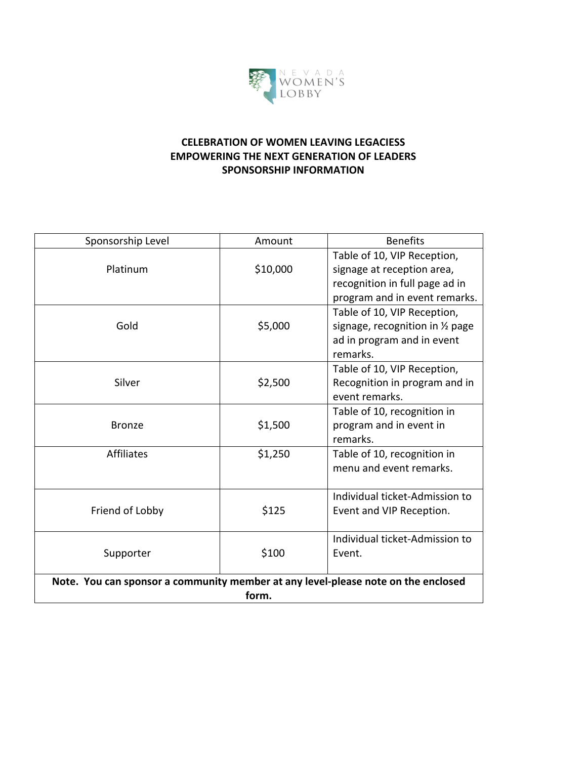NEVADA WOMEN'S LOBBY

**CELEBRATION OF WOMEN LEAVING LEGACIESS**
**EMPOWERING THE NEXT GENERATION OF LEADERS**
**SPONSORSHIP INFORMATION**

| Sponsorship Level | Amount | Benefits |
| --- | --- | --- |
| Platinum | $10,000 | Table of 10, VIP Reception, signage at reception area, recognition in full page ad in program and in event remarks. |
| Gold | $5,000 | Table of 10, VIP Reception, signage, recognition in ½ page ad in program and in event remarks. |
| Silver | $2,500 | Table of 10, VIP Reception, Recognition in program and in event remarks. |
| Bronze | $1,500 | Table of 10, recognition in program and in event in remarks. |
| Affiliates | $1,250 | Table of 10, recognition in menu and event remarks. |
| Friend of Lobby | $125 | Individual ticket-Admission to Event and VIP Reception. |
| Supporter | $100 | Individual ticket-Admission to Event. |
| **Note. You can sponsor a community member at any level-please note on the enclosed form.** | | |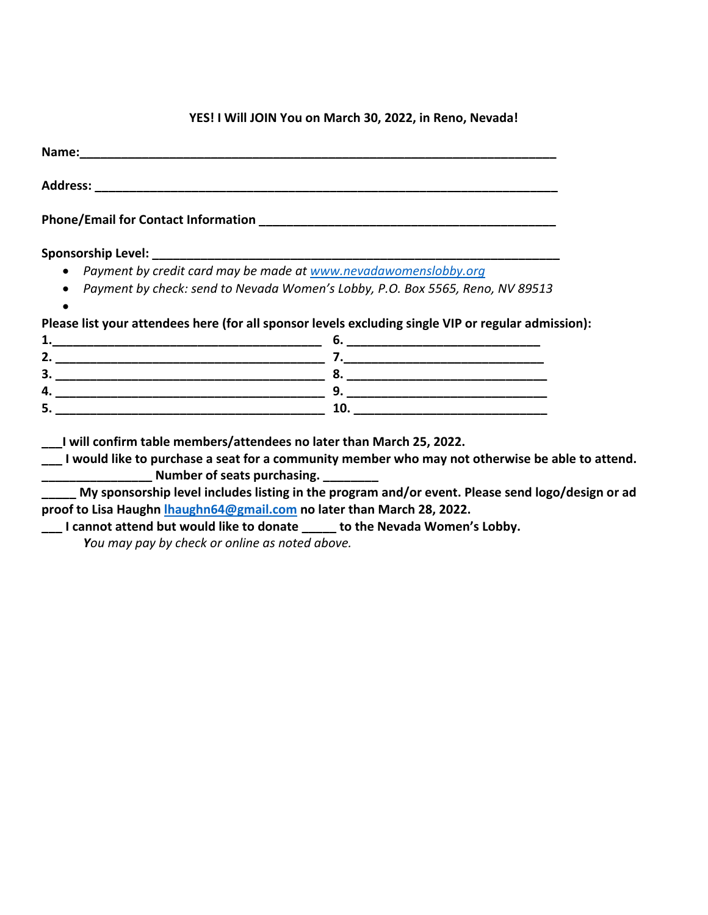**YES! I Will JOIN You on March 30, 2022, in Reno, Nevada!**

**Name:**_______________________________________________________________________

**Address:** _____________________________________________________________________

**Phone/Email for Contact Information** ____________________________________________

**Sponsorship Level:** ______________________________________________________________

- *Payment by credit card may be made at [www.nevadawomenslobby.org](www.nevadawomenslobby.org)*
- *Payment by check: send to Nevada Women's Lobby, P.O. Box 5565, Reno, NV 89513*
- 

**Please list your attendees here (for all sponsor levels excluding single VIP or regular admission):**

| | |
|---|---|
| **1.**______________________________________ | **6.** ____________________________ |
| **2.** ______________________________________ | **7.**____________________________ |
| **3.** ______________________________________ | **8.** ____________________________ |
| **4.** ______________________________________ | **9.** ____________________________ |
| **5.** ______________________________________ | **10.** ____________________________ |

**___I will confirm table members/attendees no later than March 25, 2022.**

**___ I would like to purchase a seat for a community member who may not otherwise be able to attend.**

**________________ Number of seats purchasing. ________**

**_____ My sponsorship level includes listing in the program and/or event. Please send logo/design or ad proof to Lisa Haughn [lhaughn64@gmail.com](mailto:lhaughn64@gmail.com) no later than March 28, 2022.**

**___ I cannot attend but would like to donate _____ to the Nevada Women's Lobby.**

*You may pay by check or online as noted above.*